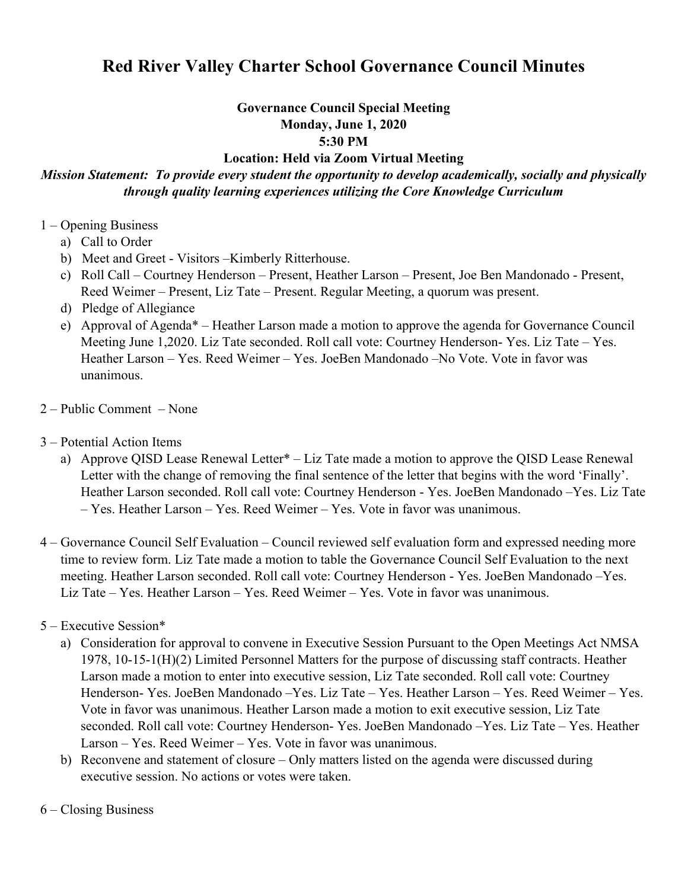# Red River Valley Charter School Governance Council Minutes

**Governance Council Special Meeting**
**Monday, June 1, 2020**
**5:30 PM**
**Location: Held via Zoom Virtual Meeting**

***Mission Statement: To provide every student the opportunity to develop academically, socially and physically through quality learning experiences utilizing the Core Knowledge Curriculum***

1 – Opening Business

a) Call to Order
b) Meet and Greet - Visitors –Kimberly Ritterhouse.
c) Roll Call – Courtney Henderson – Present, Heather Larson – Present, Joe Ben Mandonado - Present, Reed Weimer – Present, Liz Tate – Present. Regular Meeting, a quorum was present.
d) Pledge of Allegiance
e) Approval of Agenda* – Heather Larson made a motion to approve the agenda for Governance Council Meeting June 1,2020. Liz Tate seconded. Roll call vote: Courtney Henderson- Yes. Liz Tate – Yes. Heather Larson – Yes. Reed Weimer – Yes. JoeBen Mandonado –No Vote. Vote in favor was unanimous.

2 – Public Comment – None

3 – Potential Action Items

a) Approve QISD Lease Renewal Letter* – Liz Tate made a motion to approve the QISD Lease Renewal Letter with the change of removing the final sentence of the letter that begins with the word 'Finally'. Heather Larson seconded. Roll call vote: Courtney Henderson - Yes. JoeBen Mandonado –Yes. Liz Tate – Yes. Heather Larson – Yes. Reed Weimer – Yes. Vote in favor was unanimous.

4 – Governance Council Self Evaluation – Council reviewed self evaluation form and expressed needing more time to review form. Liz Tate made a motion to table the Governance Council Self Evaluation to the next meeting. Heather Larson seconded. Roll call vote: Courtney Henderson - Yes. JoeBen Mandonado –Yes. Liz Tate – Yes. Heather Larson – Yes. Reed Weimer – Yes. Vote in favor was unanimous.

5 – Executive Session*

a) Consideration for approval to convene in Executive Session Pursuant to the Open Meetings Act NMSA 1978, 10-15-1(H)(2) Limited Personnel Matters for the purpose of discussing staff contracts. Heather Larson made a motion to enter into executive session, Liz Tate seconded. Roll call vote: Courtney Henderson- Yes. JoeBen Mandonado –Yes. Liz Tate – Yes. Heather Larson – Yes. Reed Weimer – Yes. Vote in favor was unanimous. Heather Larson made a motion to exit executive session, Liz Tate seconded. Roll call vote: Courtney Henderson- Yes. JoeBen Mandonado –Yes. Liz Tate – Yes. Heather Larson – Yes. Reed Weimer – Yes. Vote in favor was unanimous.
b) Reconvene and statement of closure – Only matters listed on the agenda were discussed during executive session. No actions or votes were taken.

6 – Closing Business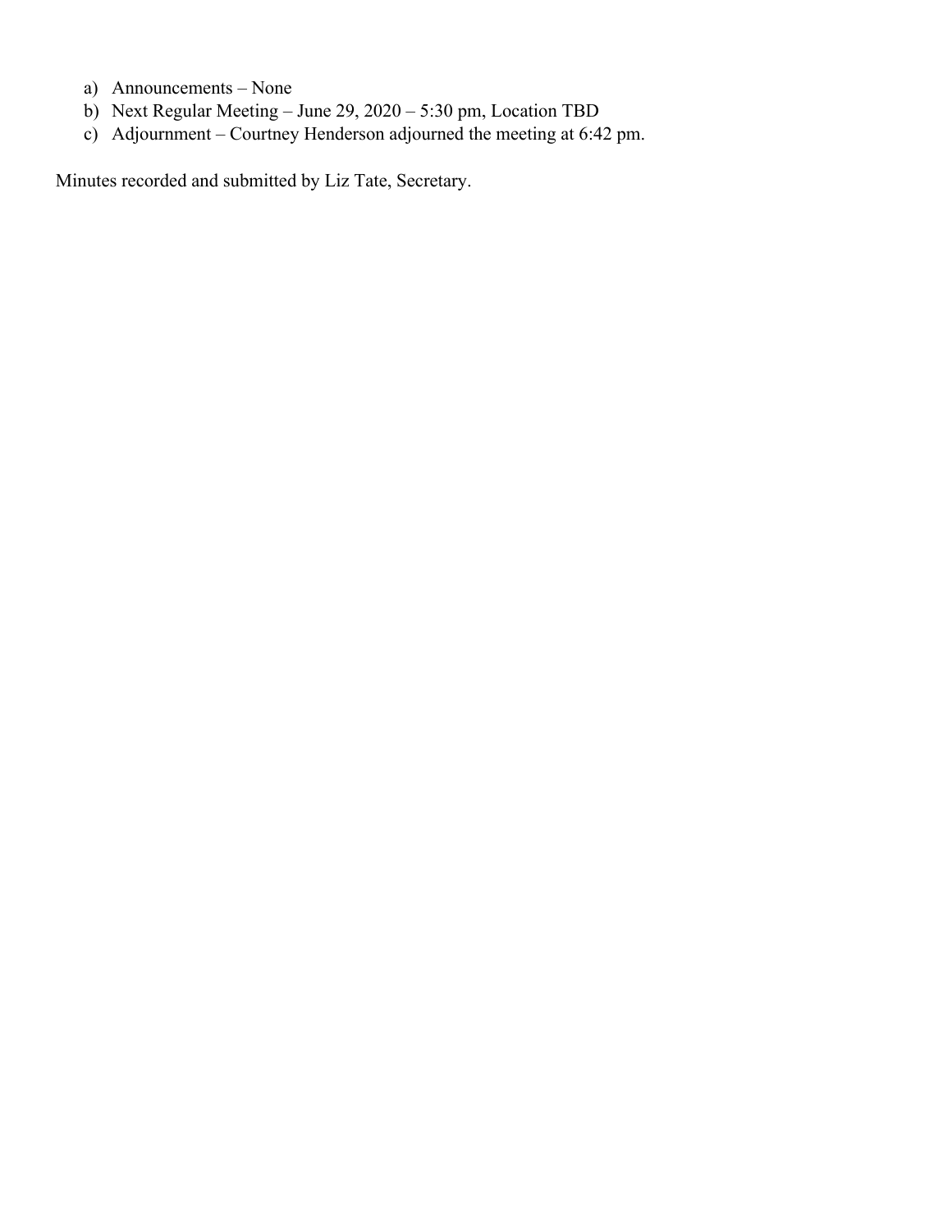a) Announcements – None
b) Next Regular Meeting – June 29, 2020 – 5:30 pm, Location TBD
c) Adjournment – Courtney Henderson adjourned the meeting at 6:42 pm.

Minutes recorded and submitted by Liz Tate, Secretary.